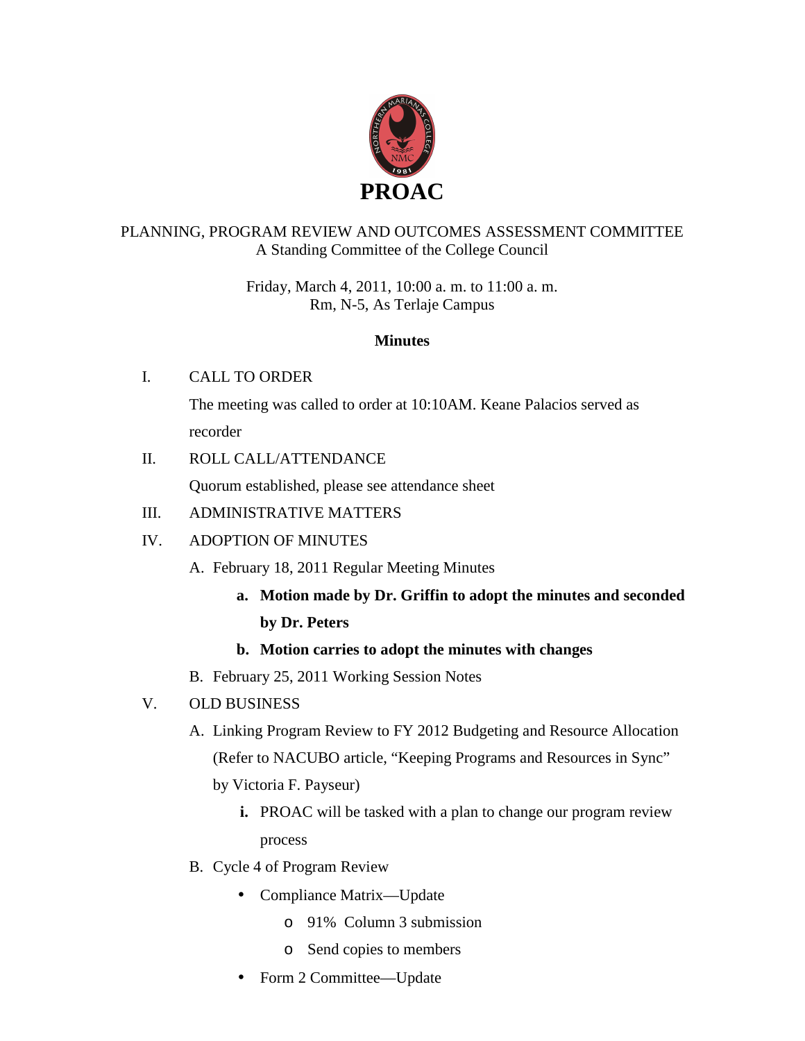# PROAC

PLANNING, PROGRAM REVIEW AND OUTCOMES ASSESSMENT COMMITTEE
A Standing Committee of the College Council

Friday, March 4, 2011, 10:00 a. m. to 11:00 a. m.
Rm, N-5, As Terlaje Campus

**Minutes**

I. CALL TO ORDER

The meeting was called to order at 10:10AM. Keane Palacios served as recorder

II. ROLL CALL/ATTENDANCE

Quorum established, please see attendance sheet

III. ADMINISTRATIVE MATTERS

IV. ADOPTION OF MINUTES

A. February 18, 2011 Regular Meeting Minutes

  a. **Motion made by Dr. Griffin to adopt the minutes and seconded by Dr. Peters**

  b. **Motion carries to adopt the minutes with changes**

B. February 25, 2011 Working Session Notes

V. OLD BUSINESS

A. Linking Program Review to FY 2012 Budgeting and Resource Allocation (Refer to NACUBO article, "Keeping Programs and Resources in Sync" by Victoria F. Payseur)

  i. PROAC will be tasked with a plan to change our program review process

B. Cycle 4 of Program Review

- Compliance Matrix—Update
  - 91% Column 3 submission
  - Send copies to members
- Form 2 Committee—Update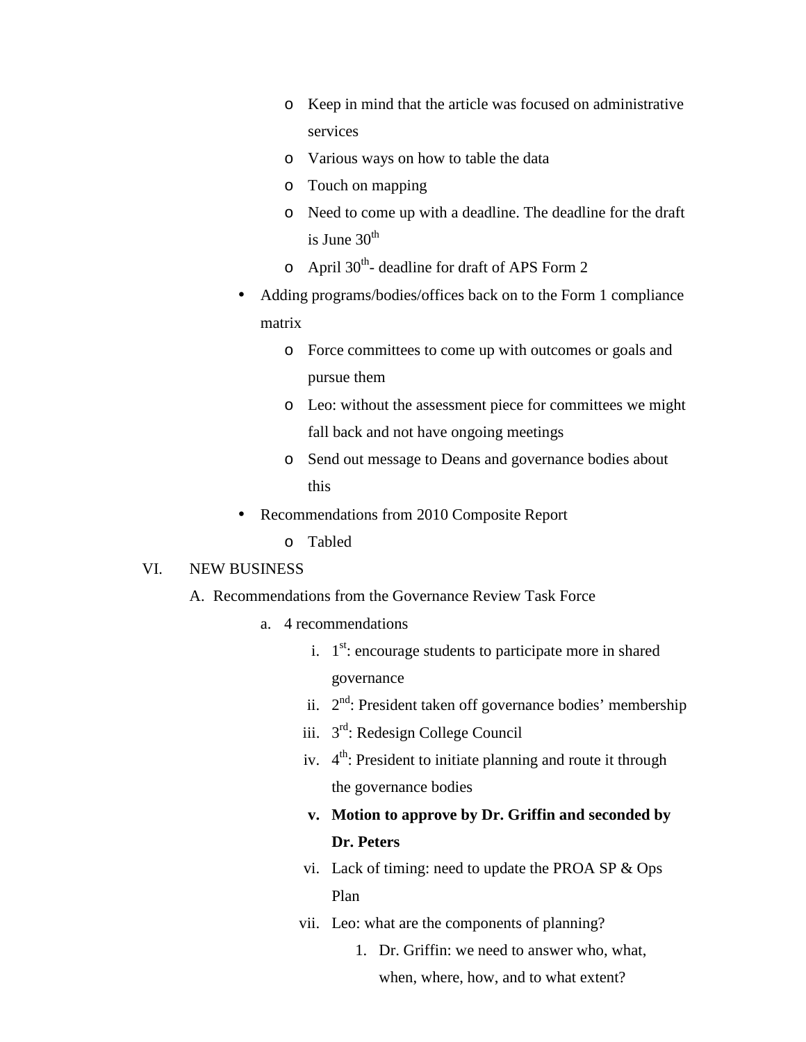- Keep in mind that the article was focused on administrative services
    - Various ways on how to table the data
    - Touch on mapping
    - Need to come up with a deadline. The deadline for the draft is June 30th
    - April 30th- deadline for draft of APS Form 2
- Adding programs/bodies/offices back on to the Form 1 compliance matrix
    - Force committees to come up with outcomes or goals and pursue them
    - Leo: without the assessment piece for committees we might fall back and not have ongoing meetings
    - Send out message to Deans and governance bodies about this
- Recommendations from 2010 Composite Report
    - Tabled

VI. NEW BUSINESS

A. Recommendations from the Governance Review Task Force

a. 4 recommendations

i. 1st: encourage students to participate more in shared governance

ii. 2nd: President taken off governance bodies' membership

iii. 3rd: Redesign College Council

iv. 4th: President to initiate planning and route it through the governance bodies

v. **Motion to approve by Dr. Griffin and seconded by Dr. Peters**

vi. Lack of timing: need to update the PROA SP & Ops Plan

vii. Leo: what are the components of planning?

1. Dr. Griffin: we need to answer who, what, when, where, how, and to what extent?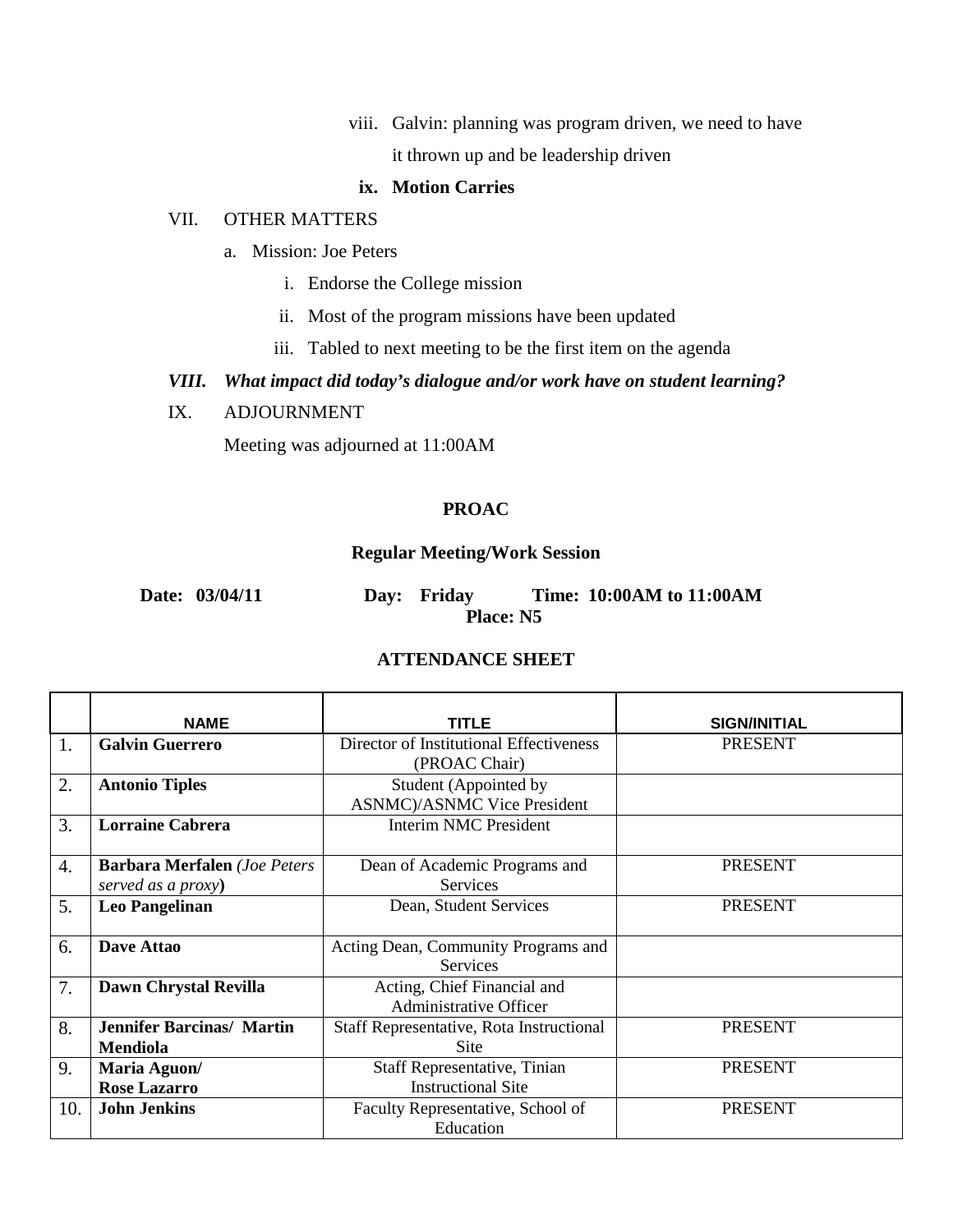viii. Galvin: planning was program driven, we need to have it thrown up and be leadership driven

**ix. Motion Carries**

VII. OTHER MATTERS

a. Mission: Joe Peters

i. Endorse the College mission

ii. Most of the program missions have been updated

iii. Tabled to next meeting to be the first item on the agenda

***VIII. What impact did today's dialogue and/or work have on student learning?***

IX. ADJOURNMENT

Meeting was adjourned at 11:00AM

**PROAC**

**Regular Meeting/Work Session**

**Date: 03/04/11** **Day: Friday** **Time: 10:00AM to 11:00AM**
**Place: N5**

**ATTENDANCE SHEET**

| | NAME | TITLE | SIGN/INITIAL |
|---|---|---|---|
| 1. | **Galvin Guerrero** | Director of Institutional Effectiveness (PROAC Chair) | PRESENT |
| 2. | **Antonio Tiples** | Student (Appointed by ASNMC)/ASNMC Vice President | |
| 3. | **Lorraine Cabrera** | Interim NMC President | |
| 4. | **Barbara Merfalen** *(Joe Peters served as a proxy)* | Dean of Academic Programs and Services | PRESENT |
| 5. | **Leo Pangelinan** | Dean, Student Services | PRESENT |
| 6. | **Dave Attao** | Acting Dean, Community Programs and Services | |
| 7. | **Dawn Chrystal Revilla** | Acting, Chief Financial and Administrative Officer | |
| 8. | **Jennifer Barcinas/ Martin Mendiola** | Staff Representative, Rota Instructional Site | PRESENT |
| 9. | **Maria Aguon/ Rose Lazarro** | Staff Representative, Tinian Instructional Site | PRESENT |
| 10. | **John Jenkins** | Faculty Representative, School of Education | PRESENT |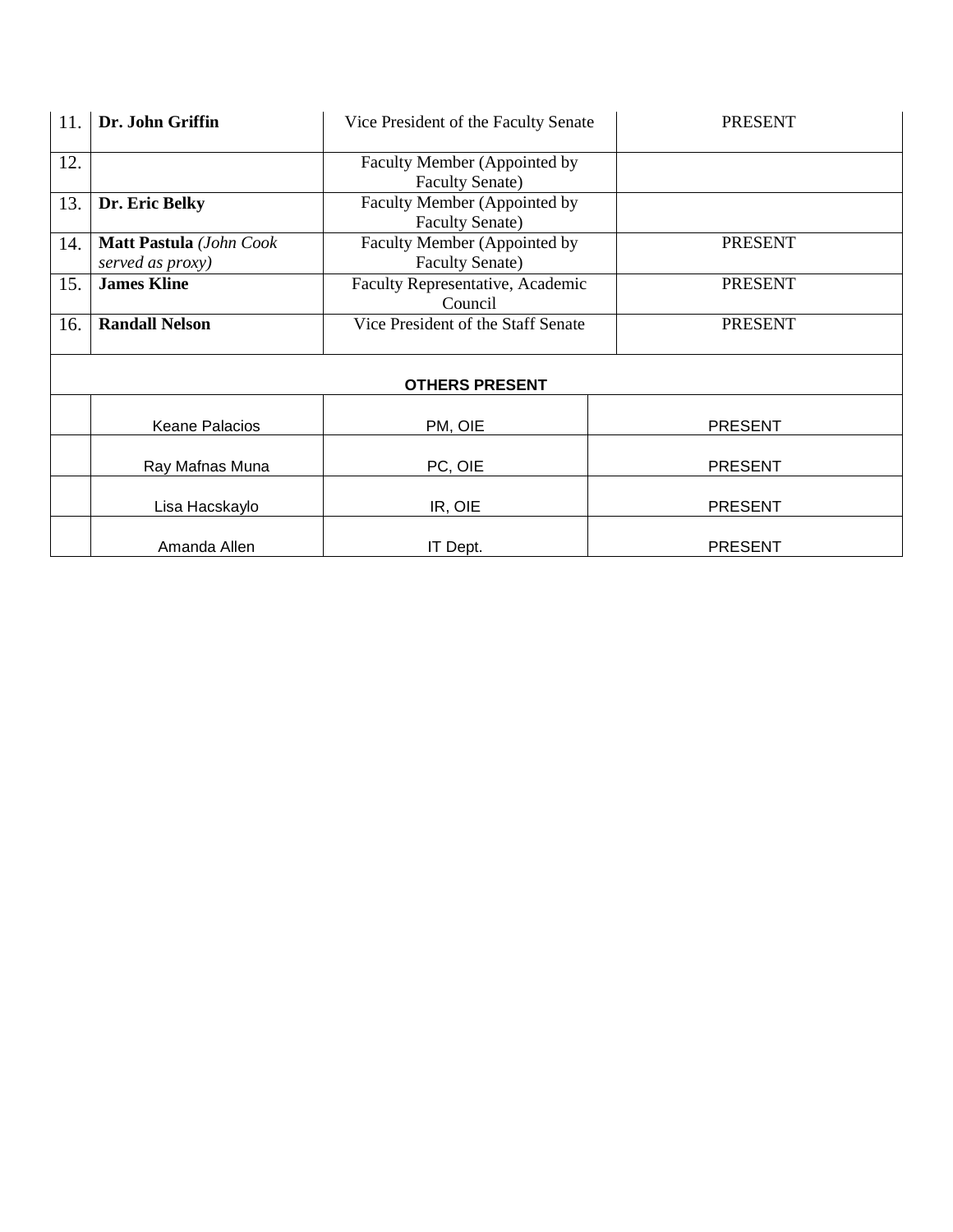| | | | |
|---|---|---|---|
| 11. | **Dr. John Griffin** | Vice President of the Faculty Senate | PRESENT |
| 12. | | Faculty Member (Appointed by Faculty Senate) | |
| 13. | **Dr. Eric Belky** | Faculty Member (Appointed by Faculty Senate) | |
| 14. | **Matt Pastula** *(John Cook served as proxy)* | Faculty Member (Appointed by Faculty Senate) | PRESENT |
| 15. | **James Kline** | Faculty Representative, Academic Council | PRESENT |
| 16. | **Randall Nelson** | Vice President of the Staff Senate | PRESENT |
| **OTHERS PRESENT** | | | |
| | Keane Palacios | PM, OIE | PRESENT |
| | Ray Mafnas Muna | PC, OIE | PRESENT |
| | Lisa Hacskaylo | IR, OIE | PRESENT |
| | Amanda Allen | IT Dept. | PRESENT |